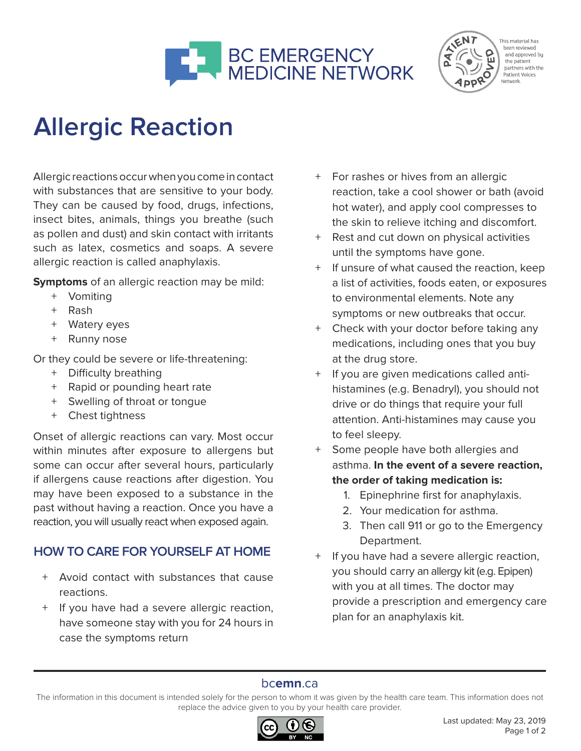BC EMERGENCY MEDICINE NETWORK

PATIENT APPROVED — This material has been reviewed and approved by the patient partners with the Patient Voices Network.

# Allergic Reaction

Allergic reactions occur when you come in contact with substances that are sensitive to your body. They can be caused by food, drugs, infections, insect bites, animals, things you breathe (such as pollen and dust) and skin contact with irritants such as latex, cosmetics and soaps. A severe allergic reaction is called anaphylaxis.

**Symptoms** of an allergic reaction may be mild:

- Vomiting
- Rash
- Watery eyes
- Runny nose

Or they could be severe or life-threatening:

- Difficulty breathing
- Rapid or pounding heart rate
- Swelling of throat or tongue
- Chest tightness

Onset of allergic reactions can vary. Most occur within minutes after exposure to allergens but some can occur after several hours, particularly if allergens cause reactions after digestion. You may have been exposed to a substance in the past without having a reaction. Once you have a reaction, you will usually react when exposed again.

## HOW TO CARE FOR YOURSELF AT HOME

- Avoid contact with substances that cause reactions.
- If you have had a severe allergic reaction, have someone stay with you for 24 hours in case the symptoms return
- For rashes or hives from an allergic reaction, take a cool shower or bath (avoid hot water), and apply cool compresses to the skin to relieve itching and discomfort.
- Rest and cut down on physical activities until the symptoms have gone.
- If unsure of what caused the reaction, keep a list of activities, foods eaten, or exposures to environmental elements. Note any symptoms or new outbreaks that occur.
- Check with your doctor before taking any medications, including ones that you buy at the drug store.
- If you are given medications called anti-histamines (e.g. Benadryl), you should not drive or do things that require your full attention. Anti-histamines may cause you to feel sleepy.
- Some people have both allergies and asthma. **In the event of a severe reaction, the order of taking medication is:**
  1. Epinephrine first for anaphylaxis.
  2. Your medication for asthma.
  3. Then call 911 or go to the Emergency Department.
- If you have had a severe allergic reaction, you should carry an allergy kit (e.g. Epipen) with you at all times. The doctor may provide a prescription and emergency care plan for an anaphylaxis kit.

bcemn.ca

The information in this document is intended solely for the person to whom it was given by the health care team. This information does not replace the advice given to you by your health care provider.

Last updated: May 23, 2019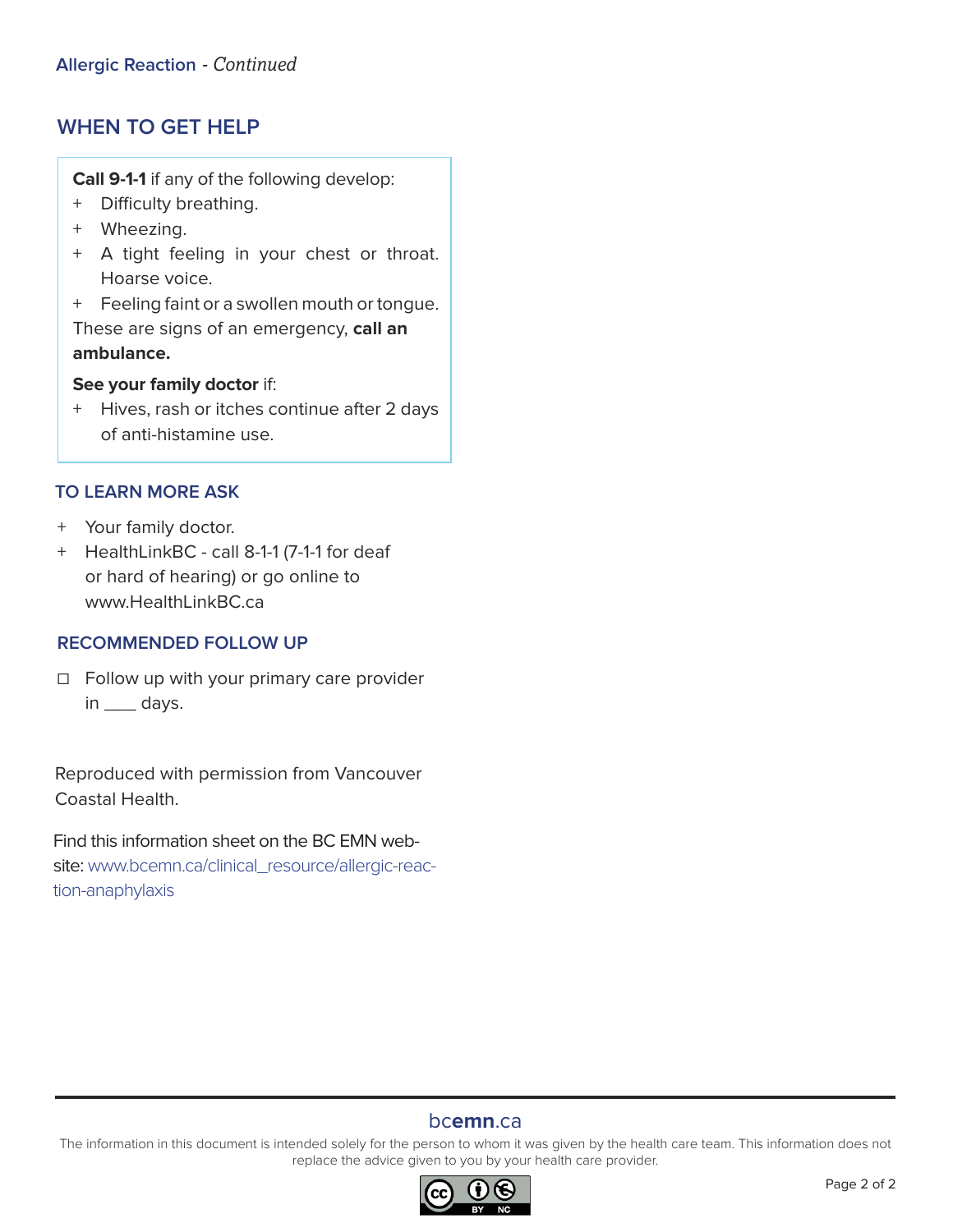## WHEN TO GET HELP

**Call 9-1-1** if any of the following develop:

- Difficulty breathing.
- Wheezing.
- A tight feeling in your chest or throat. Hoarse voice.
- Feeling faint or a swollen mouth or tongue.

These are signs of an emergency, **call an ambulance.**

**See your family doctor** if:

- Hives, rash or itches continue after 2 days of anti-histamine use.

### TO LEARN MORE ASK

- Your family doctor.
- HealthLinkBC - call 8-1-1 (7-1-1 for deaf or hard of hearing) or go online to www.HealthLinkBC.ca

### RECOMMENDED FOLLOW UP

- ☐ Follow up with your primary care provider in ____ days.

Reproduced with permission from Vancouver Coastal Health.

Find this information sheet on the BC EMN website: www.bcemn.ca/clinical_resource/allergic-reaction-anaphylaxis

bcemn.ca

The information in this document is intended solely for the person to whom it was given by the health care team. This information does not replace the advice given to you by your health care provider.